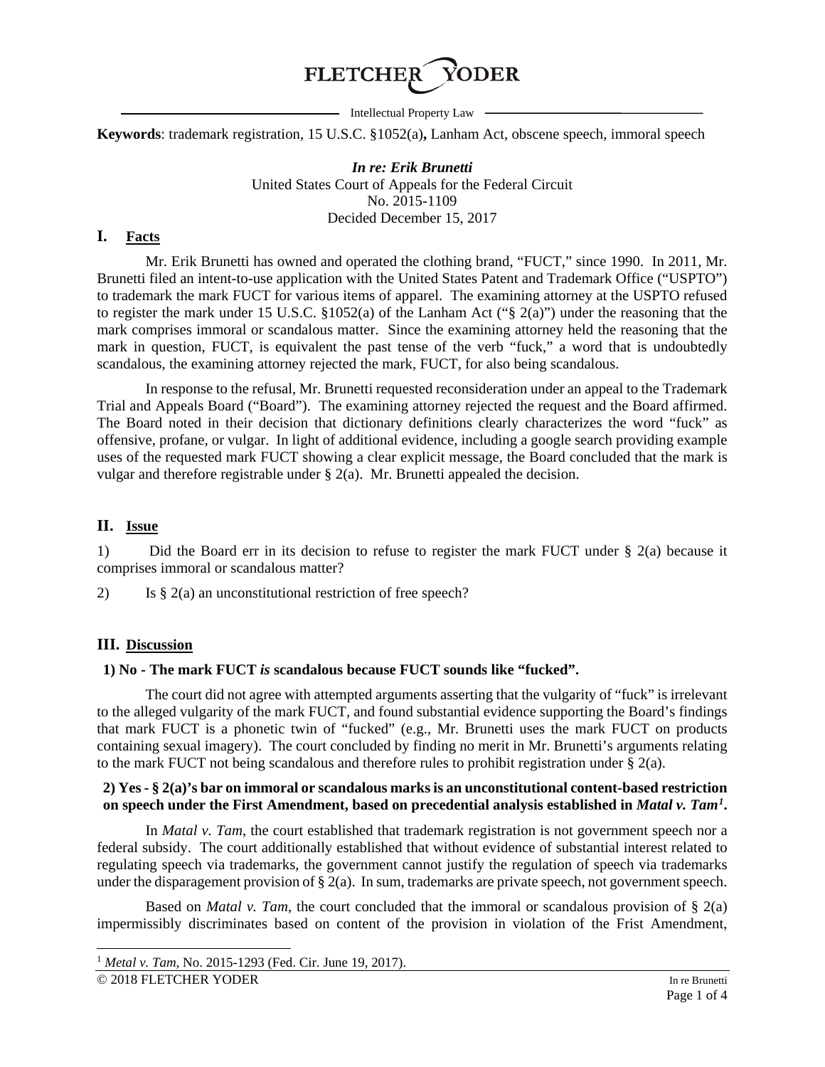FLETCHER YODER

Intellectual Property Law

**Keywords**: trademark registration, 15 U.S.C. §1052(a)**,** Lanham Act, obscene speech, immoral speech

***In re: Erik Brunetti***
United States Court of Appeals for the Federal Circuit
No. 2015-1109
Decided December 15, 2017

## I. Facts

Mr. Erik Brunetti has owned and operated the clothing brand, "FUCT," since 1990. In 2011, Mr. Brunetti filed an intent-to-use application with the United States Patent and Trademark Office ("USPTO") to trademark the mark FUCT for various items of apparel. The examining attorney at the USPTO refused to register the mark under 15 U.S.C. §1052(a) of the Lanham Act ("§ 2(a)") under the reasoning that the mark comprises immoral or scandalous matter. Since the examining attorney held the reasoning that the mark in question, FUCT, is equivalent the past tense of the verb "fuck," a word that is undoubtedly scandalous, the examining attorney rejected the mark, FUCT, for also being scandalous.

In response to the refusal, Mr. Brunetti requested reconsideration under an appeal to the Trademark Trial and Appeals Board ("Board"). The examining attorney rejected the request and the Board affirmed. The Board noted in their decision that dictionary definitions clearly characterizes the word "fuck" as offensive, profane, or vulgar. In light of additional evidence, including a google search providing example uses of the requested mark FUCT showing a clear explicit message, the Board concluded that the mark is vulgar and therefore registrable under § 2(a). Mr. Brunetti appealed the decision.

## II. Issue

1) Did the Board err in its decision to refuse to register the mark FUCT under § 2(a) because it comprises immoral or scandalous matter?

2) Is § 2(a) an unconstitutional restriction of free speech?

## III. Discussion

**1) No - The mark FUCT *is* scandalous because FUCT sounds like "fucked".**

The court did not agree with attempted arguments asserting that the vulgarity of "fuck" is irrelevant to the alleged vulgarity of the mark FUCT, and found substantial evidence supporting the Board's findings that mark FUCT is a phonetic twin of "fucked" (e.g., Mr. Brunetti uses the mark FUCT on products containing sexual imagery). The court concluded by finding no merit in Mr. Brunetti's arguments relating to the mark FUCT not being scandalous and therefore rules to prohibit registration under § 2(a).

**2) Yes - § 2(a)'s bar on immoral or scandalous marks is an unconstitutional content-based restriction on speech under the First Amendment, based on precedential analysis established in *Matal v. Tam*[1].**

In *Matal v. Tam*, the court established that trademark registration is not government speech nor a federal subsidy. The court additionally established that without evidence of substantial interest related to regulating speech via trademarks, the government cannot justify the regulation of speech via trademarks under the disparagement provision of § 2(a). In sum, trademarks are private speech, not government speech.

Based on *Matal v. Tam*, the court concluded that the immoral or scandalous provision of § 2(a) impermissibly discriminates based on content of the provision in violation of the Frist Amendment,

[1] *Metal v. Tam*, No. 2015-1293 (Fed. Cir. June 19, 2017).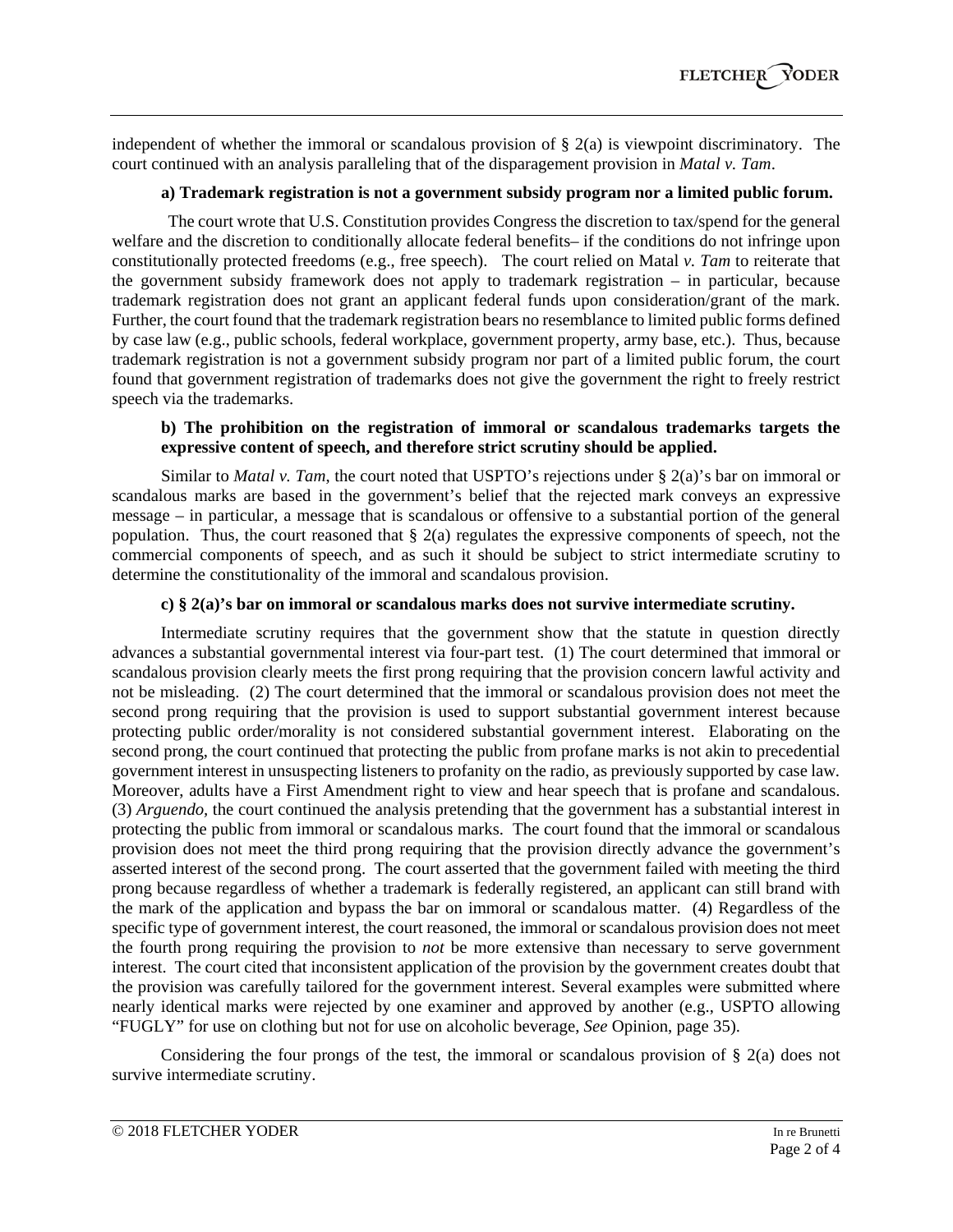independent of whether the immoral or scandalous provision of § 2(a) is viewpoint discriminatory. The court continued with an analysis paralleling that of the disparagement provision in *Matal v. Tam*.

**a) Trademark registration is not a government subsidy program nor a limited public forum.**

The court wrote that U.S. Constitution provides Congress the discretion to tax/spend for the general welfare and the discretion to conditionally allocate federal benefits– if the conditions do not infringe upon constitutionally protected freedoms (e.g., free speech). The court relied on Matal *v. Tam* to reiterate that the government subsidy framework does not apply to trademark registration – in particular, because trademark registration does not grant an applicant federal funds upon consideration/grant of the mark. Further, the court found that the trademark registration bears no resemblance to limited public forms defined by case law (e.g., public schools, federal workplace, government property, army base, etc.). Thus, because trademark registration is not a government subsidy program nor part of a limited public forum, the court found that government registration of trademarks does not give the government the right to freely restrict speech via the trademarks.

**b) The prohibition on the registration of immoral or scandalous trademarks targets the expressive content of speech, and therefore strict scrutiny should be applied.**

Similar to *Matal v. Tam*, the court noted that USPTO's rejections under § 2(a)'s bar on immoral or scandalous marks are based in the government's belief that the rejected mark conveys an expressive message – in particular, a message that is scandalous or offensive to a substantial portion of the general population. Thus, the court reasoned that § 2(a) regulates the expressive components of speech, not the commercial components of speech, and as such it should be subject to strict intermediate scrutiny to determine the constitutionality of the immoral and scandalous provision.

**c) § 2(a)'s bar on immoral or scandalous marks does not survive intermediate scrutiny.**

Intermediate scrutiny requires that the government show that the statute in question directly advances a substantial governmental interest via four-part test. (1) The court determined that immoral or scandalous provision clearly meets the first prong requiring that the provision concern lawful activity and not be misleading. (2) The court determined that the immoral or scandalous provision does not meet the second prong requiring that the provision is used to support substantial government interest because protecting public order/morality is not considered substantial government interest. Elaborating on the second prong, the court continued that protecting the public from profane marks is not akin to precedential government interest in unsuspecting listeners to profanity on the radio, as previously supported by case law. Moreover, adults have a First Amendment right to view and hear speech that is profane and scandalous. (3) *Arguendo*, the court continued the analysis pretending that the government has a substantial interest in protecting the public from immoral or scandalous marks. The court found that the immoral or scandalous provision does not meet the third prong requiring that the provision directly advance the government's asserted interest of the second prong. The court asserted that the government failed with meeting the third prong because regardless of whether a trademark is federally registered, an applicant can still brand with the mark of the application and bypass the bar on immoral or scandalous matter. (4) Regardless of the specific type of government interest, the court reasoned, the immoral or scandalous provision does not meet the fourth prong requiring the provision to *not* be more extensive than necessary to serve government interest. The court cited that inconsistent application of the provision by the government creates doubt that the provision was carefully tailored for the government interest. Several examples were submitted where nearly identical marks were rejected by one examiner and approved by another (e.g., USPTO allowing "FUGLY" for use on clothing but not for use on alcoholic beverage, *See* Opinion, page 35).

Considering the four prongs of the test, the immoral or scandalous provision of § 2(a) does not survive intermediate scrutiny.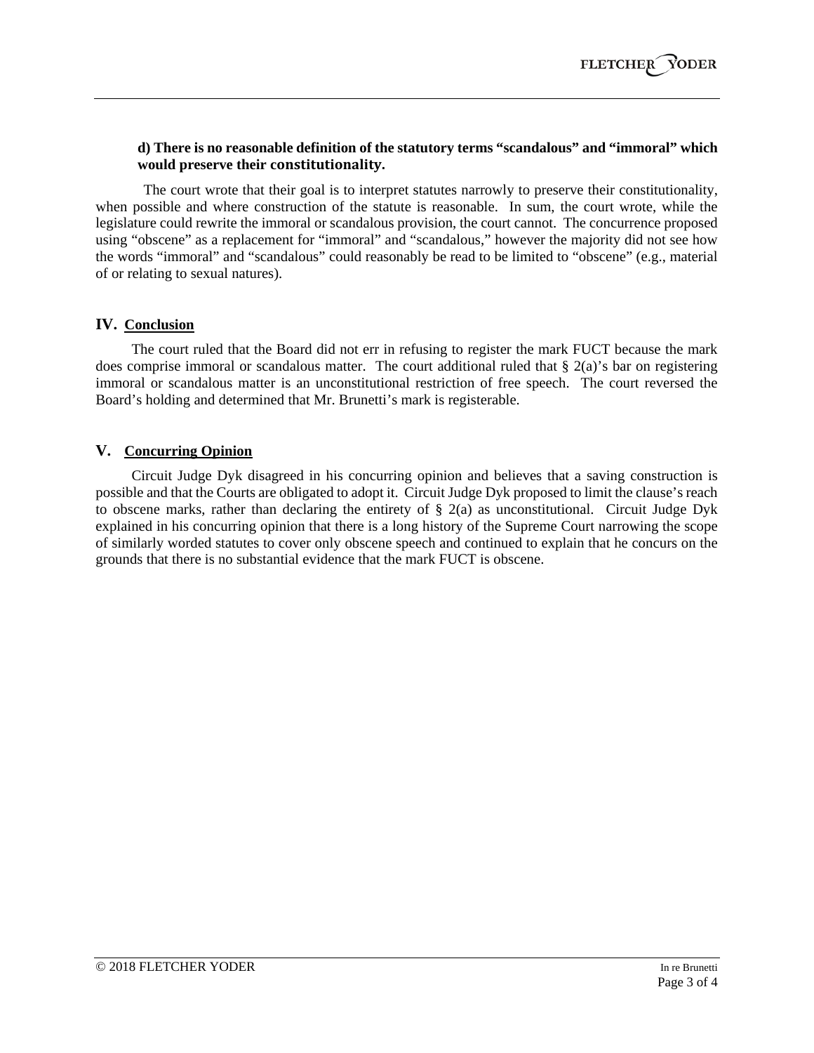**d) There is no reasonable definition of the statutory terms "scandalous" and "immoral" which would preserve their constitutionality.**

The court wrote that their goal is to interpret statutes narrowly to preserve their constitutionality, when possible and where construction of the statute is reasonable. In sum, the court wrote, while the legislature could rewrite the immoral or scandalous provision, the court cannot. The concurrence proposed using "obscene" as a replacement for "immoral" and "scandalous," however the majority did not see how the words "immoral" and "scandalous" could reasonably be read to be limited to "obscene" (e.g., material of or relating to sexual natures).

## IV. Conclusion

The court ruled that the Board did not err in refusing to register the mark FUCT because the mark does comprise immoral or scandalous matter. The court additional ruled that § 2(a)'s bar on registering immoral or scandalous matter is an unconstitutional restriction of free speech. The court reversed the Board's holding and determined that Mr. Brunetti's mark is registerable.

## V. Concurring Opinion

Circuit Judge Dyk disagreed in his concurring opinion and believes that a saving construction is possible and that the Courts are obligated to adopt it. Circuit Judge Dyk proposed to limit the clause's reach to obscene marks, rather than declaring the entirety of § 2(a) as unconstitutional. Circuit Judge Dyk explained in his concurring opinion that there is a long history of the Supreme Court narrowing the scope of similarly worded statutes to cover only obscene speech and continued to explain that he concurs on the grounds that there is no substantial evidence that the mark FUCT is obscene.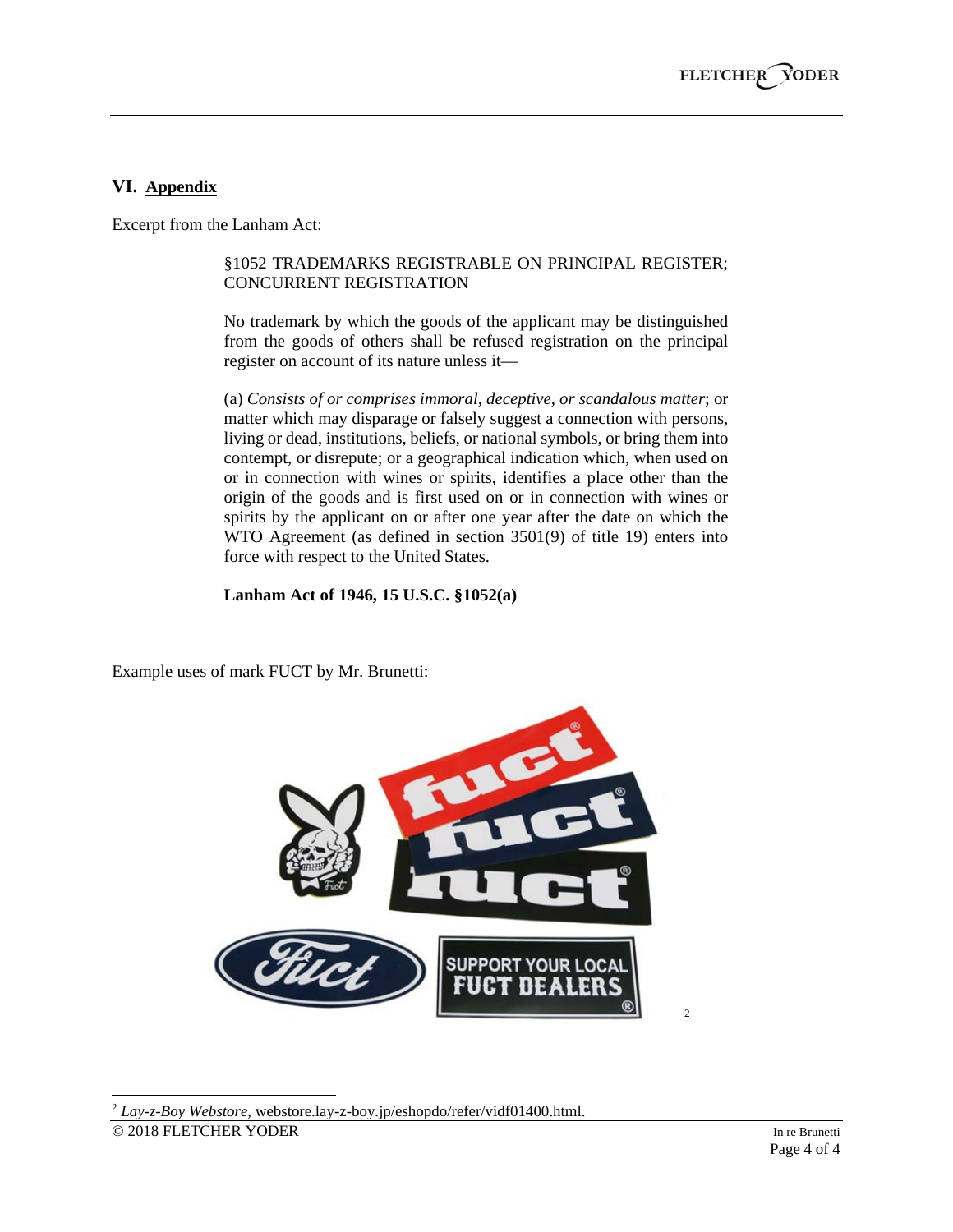## VI. Appendix

Excerpt from the Lanham Act:

> §1052 TRADEMARKS REGISTRABLE ON PRINCIPAL REGISTER; CONCURRENT REGISTRATION
>
> No trademark by which the goods of the applicant may be distinguished from the goods of others shall be refused registration on the principal register on account of its nature unless it—
>
> (a) *Consists of or comprises immoral, deceptive, or scandalous matter*; or matter which may disparage or falsely suggest a connection with persons, living or dead, institutions, beliefs, or national symbols, or bring them into contempt, or disrepute; or a geographical indication which, when used on or in connection with wines or spirits, identifies a place other than the origin of the goods and is first used on or in connection with wines or spirits by the applicant on or after one year after the date on which the WTO Agreement (as defined in section 3501(9) of title 19) enters into force with respect to the United States.
>
> **Lanham Act of 1946, 15 U.S.C. §1052(a)**

Example uses of mark FUCT by Mr. Brunetti:

[2]

---

[2] *Lay-z-Boy Webstore*, webstore.lay-z-boy.jp/eshopdo/refer/vidf01400.html.